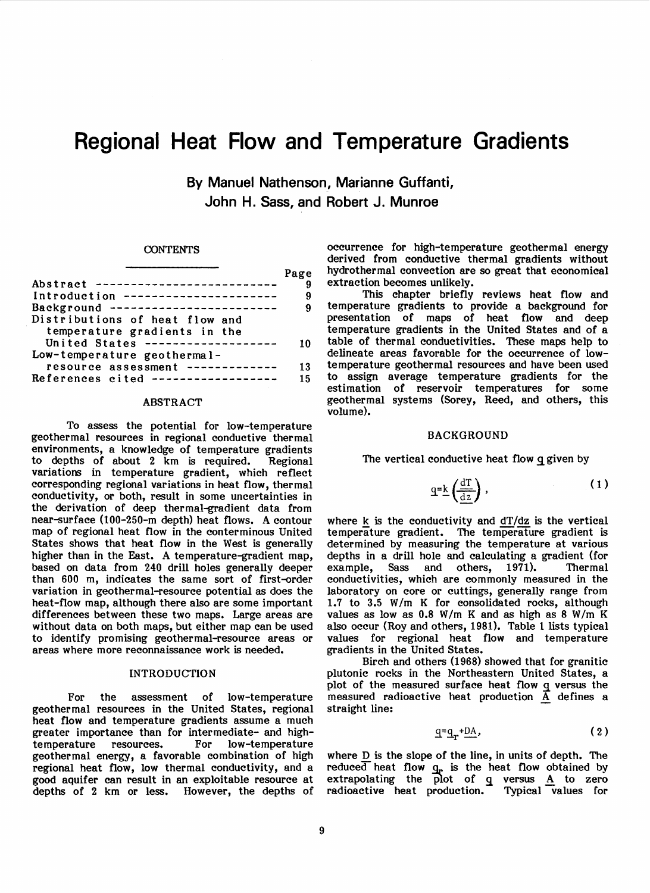# Regional Heat Flow and Temperature Gradients

**By Manuel Nathenson, Marianne Guffanti, John H. Sass, and Robert J. Munroe**

## CONTENTS

| | Page |
|---|---|
| Abstract | 9 |
| Introduction | 9 |
| Background | 9 |
| Distributions of heat flow and temperature gradients in the United States | 10 |
| Low-temperature geothermal-resource assessment | 13 |
| References cited | 15 |

## ABSTRACT

To assess the potential for low-temperature geothermal resources in regional conductive thermal environments, a knowledge of temperature gradients to depths of about 2 km is required. Regional variations in temperature gradient, which reflect corresponding regional variations in heat flow, thermal conductivity, or both, result in some uncertainties in the derivation of deep thermal-gradient data from near-surface (100-250-m depth) heat flows. A contour map of regional heat flow in the conterminous United States shows that heat flow in the West is generally higher than in the East. A temperature-gradient map, based on data from 240 drill holes generally deeper than 600 m, indicates the same sort of first-order variation in geothermal-resource potential as does the heat-flow map, although there also are some important differences between these two maps. Large areas are without data on both maps, but either map can be used to identify promising geothermal-resource areas or areas where more reconnaissance work is needed.

## INTRODUCTION

For the assessment of low-temperature geothermal resources in the United States, regional heat flow and temperature gradients assume a much greater importance than for intermediate- and high-temperature resources. For low-temperature geothermal energy, a favorable combination of high regional heat flow, low thermal conductivity, and a good aquifer can result in an exploitable resource at depths of 2 km or less. However, the depths of occurrence for high-temperature geothermal energy derived from conductive thermal gradients without hydrothermal convection are so great that economical extraction becomes unlikely.

This chapter briefly reviews heat flow and temperature gradients to provide a background for presentation of maps of heat flow and deep temperature gradients in the United States and of a table of thermal conductivities. These maps help to delineate areas favorable for the occurrence of low-temperature geothermal resources and have been used to assign average temperature gradients for the estimation of reservoir temperatures for some geothermal systems (Sorey, Reed, and others, this volume).

## BACKGROUND

The vertical conductive heat flow $q$ given by

$$q = k\left(\frac{dT}{dz}\right), \tag{1}$$

where $k$ is the conductivity and $dT/dz$ is the vertical temperature gradient. The temperature gradient is determined by measuring the temperature at various depths in a drill hole and calculating a gradient (for example, Sass and others, 1971). Thermal conductivities, which are commonly measured in the laboratory on core or cuttings, generally range from 1.7 to 3.5 W/m K for consolidated rocks, although values as low as 0.8 W/m K and as high as 8 W/m K also occur (Roy and others, 1981). Table 1 lists typical values for regional heat flow and temperature gradients in the United States.

Birch and others (1968) showed that for granitic plutonic rocks in the Northeastern United States, a plot of the measured surface heat flow $q$ versus the measured radioactive heat production $A$ defines a straight line:

$$q = q_r + DA, \tag{2}$$

where $D$ is the slope of the line, in units of depth. The reduced heat flow $q_r$ is the heat flow obtained by extrapolating the plot of $q$ versus $A$ to zero radioactive heat production. Typical values for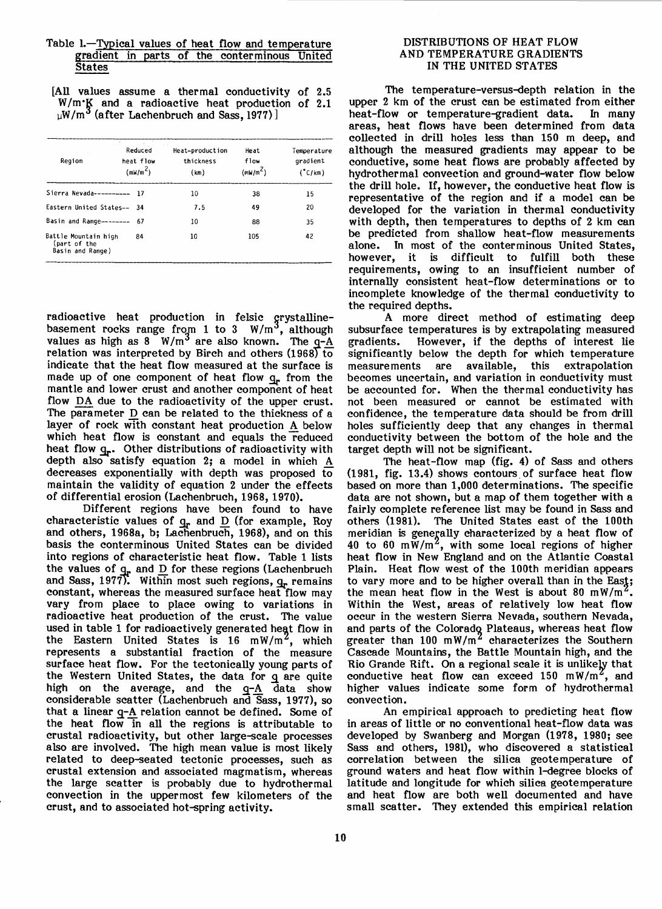Table 1.—Typical values of heat flow and temperature gradient in parts of the conterminous United States

[All values assume a thermal conductivity of 2.5 W/m·K and a radioactive heat production of 2.1 μW/m$^3$ (after Lachenbruch and Sass, 1977)]

| Region | Reduced heat flow (mW/m$^2$) | Heat-production thickness (km) | Heat flow (mW/m$^2$) | Temperature gradient (°C/km) |
|---|---|---|---|---|
| Sierra Nevada---------- | 17 | 10 | 38 | 15 |
| Eastern United States-- | 34 | 7.5 | 49 | 20 |
| Basin and Range-------- | 67 | 10 | 88 | 35 |
| Battle Mountain high (part of the Basin and Range) | 84 | 10 | 105 | 42 |

radioactive heat production in felsic crystalline-basement rocks range from 1 to 3 W/m$^3$, although values as high as 8 W/m$^3$ are also known. The $q$-$A$ relation was interpreted by Birch and others (1968) to indicate that the heat flow measured at the surface is made up of one component of heat flow $q_r$ from the mantle and lower crust and another component of heat flow $DA$ due to the radioactivity of the upper crust. The parameter $D$ can be related to the thickness of a layer of rock with constant heat production $A$ below which heat flow is constant and equals the reduced heat flow $q_r$. Other distributions of radioactivity with depth also satisfy equation 2; a model in which $A$ decreases exponentially with depth was proposed to maintain the validity of equation 2 under the effects of differential erosion (Lachenbruch, 1968, 1970).

Different regions have been found to have characteristic values of $q_r$ and $D$ (for example, Roy and others, 1968a, b; Lachenbruch, 1968), and on this basis the conterminous United States can be divided into regions of characteristic heat flow. Table 1 lists the values of $q_r$ and $D$ for these regions (Lachenbruch and Sass, 1977). Within most such regions, $q_r$ remains constant, whereas the measured surface heat flow may vary from place to place owing to variations in radioactive heat production of the crust. The value used in table 1 for radioactively generated heat flow in the Eastern United States is 16 mW/m$^2$, which represents a substantial fraction of the measure surface heat flow. For the tectonically young parts of the Western United States, the data for $q$ are quite high on the average, and the $q$-$A$ data show considerable scatter (Lachenbruch and Sass, 1977), so that a linear $q$-$A$ relation cannot be defined. Some of the heat flow in all the regions is attributable to crustal radioactivity, but other large-scale processes also are involved. The high mean value is most likely related to deep-seated tectonic processes, such as crustal extension and associated magmatism, whereas the large scatter is probably due to hydrothermal convection in the uppermost few kilometers of the crust, and to associated hot-spring activity.

## DISTRIBUTIONS OF HEAT FLOW AND TEMPERATURE GRADIENTS IN THE UNITED STATES

The temperature-versus-depth relation in the upper 2 km of the crust can be estimated from either heat-flow or temperature-gradient data. In many areas, heat flows have been determined from data collected in drill holes less than 150 m deep, and although the measured gradients may appear to be conductive, some heat flows are probably affected by hydrothermal convection and ground-water flow below the drill hole. If, however, the conductive heat flow is representative of the region and if a model can be developed for the variation in thermal conductivity with depth, then temperatures to depths of 2 km can be predicted from shallow heat-flow measurements alone. In most of the conterminous United States, however, it is difficult to fulfill both these requirements, owing to an insufficient number of internally consistent heat-flow determinations or to incomplete knowledge of the thermal conductivity to the required depths.

A more direct method of estimating deep subsurface temperatures is by extrapolating measured gradients. However, if the depths of interest lie significantly below the depth for which temperature measurements are available, this extrapolation becomes uncertain, and variation in conductivity must be accounted for. When the thermal conductivity has not been measured or cannot be estimated with confidence, the temperature data should be from drill holes sufficiently deep that any changes in thermal conductivity between the bottom of the hole and the target depth will not be significant.

The heat-flow map (fig. 4) of Sass and others (1981, fig. 13.4) shows contours of surface heat flow based on more than 1,000 determinations. The specific data are not shown, but a map of them together with a fairly complete reference list may be found in Sass and others (1981). The United States east of the 100th meridian is generally characterized by a heat flow of 40 to 60 mW/m$^2$, with some local regions of higher heat flow in New England and on the Atlantic Coastal Plain. Heat flow west of the 100th meridian appears to vary more and to be higher overall than in the East; the mean heat flow in the West is about 80 mW/m$^2$. Within the West, areas of relatively low heat flow occur in the western Sierra Nevada, southern Nevada, and parts of the Colorado Plateaus, whereas heat flow greater than 100 mW/m$^2$ characterizes the Southern Cascade Mountains, the Battle Mountain high, and the Rio Grande Rift. On a regional scale it is unlikely that conductive heat flow can exceed 150 mW/m$^2$, and higher values indicate some form of hydrothermal convection.

An empirical approach to predicting heat flow in areas of little or no conventional heat-flow data was developed by Swanberg and Morgan (1978, 1980; see Sass and others, 1981), who discovered a statistical correlation between the silica geotemperature of ground waters and heat flow within 1-degree blocks of latitude and longitude for which silica geotemperature and heat flow are both well documented and have small scatter. They extended this empirical relation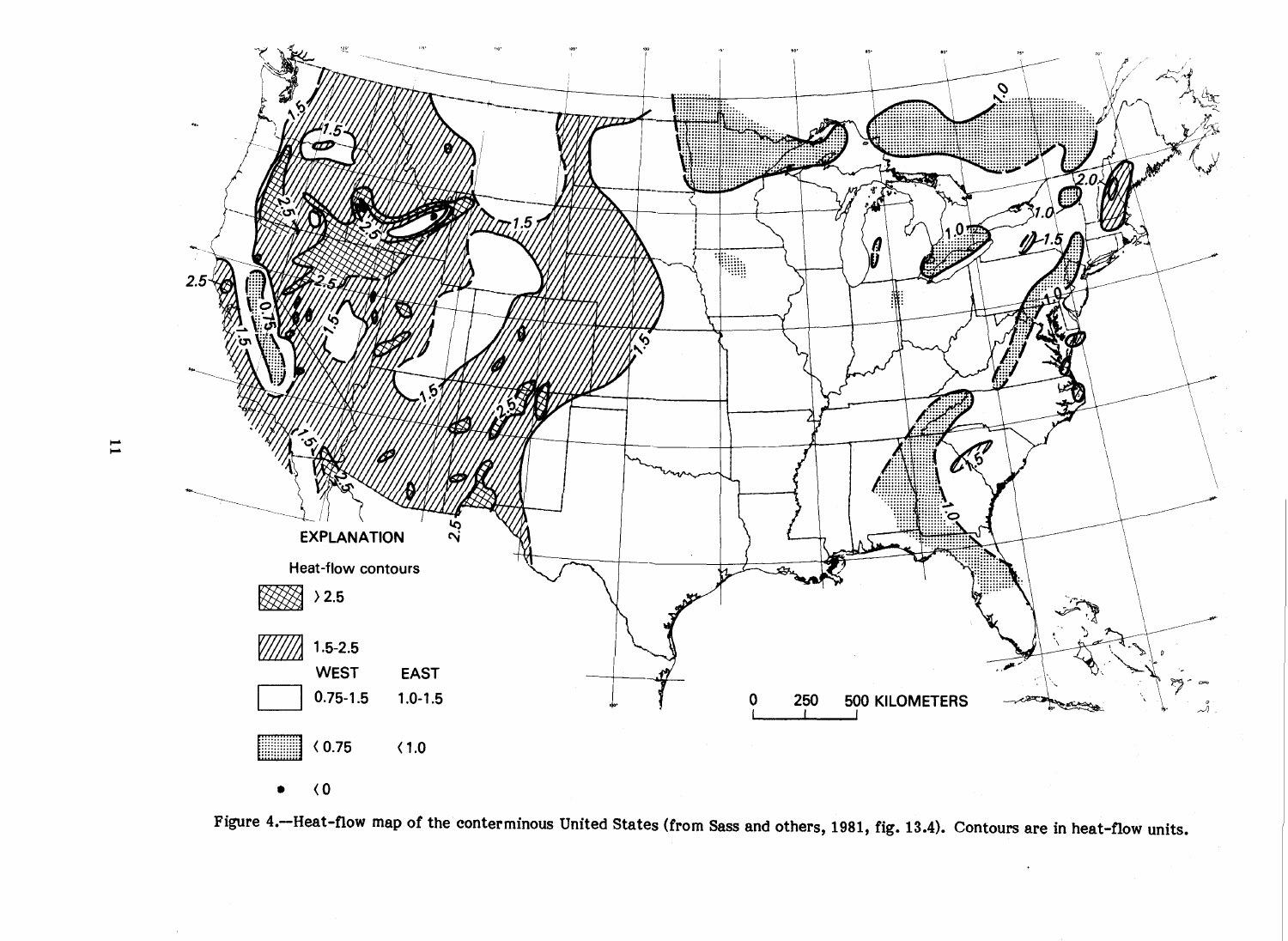EXPLANATION

Heat-flow contours

| Symbol | WEST | EAST |
| --- | --- | --- |
| (cross-hatched) | > 2.5 | |
| (diagonal lines) | 1.5-2.5 | |
| (blank) | 0.75-1.5 | 1.0-1.5 |
| (stippled) | < 0.75 | < 1.0 |
| • | < 0 | |

0 250 500 KILOMETERS

Figure 4.—Heat-flow map of the conterminous United States (from Sass and others, 1981, fig. 13.4). Contours are in heat-flow units.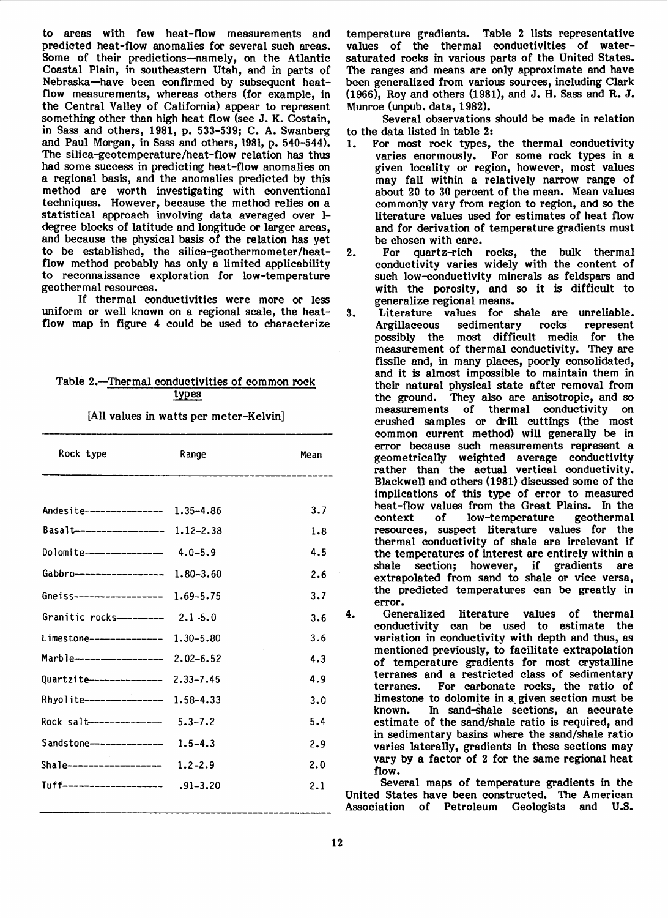to areas with few heat-flow measurements and predicted heat-flow anomalies for several such areas. Some of their predictions—namely, on the Atlantic Coastal Plain, in southeastern Utah, and in parts of Nebraska—have been confirmed by subsequent heat-flow measurements, whereas others (for example, in the Central Valley of California) appear to represent something other than high heat flow (see J. K. Costain, in Sass and others, 1981, p. 533-539; C. A. Swanberg and Paul Morgan, in Sass and others, 1981, p. 540-544). The silica-geotemperature/heat-flow relation has thus had some success in predicting heat-flow anomalies on a regional basis, and the anomalies predicted by this method are worth investigating with conventional techniques. However, because the method relies on a statistical approach involving data averaged over 1-degree blocks of latitude and longitude or larger areas, and because the physical basis of the relation has yet to be established, the silica-geothermometer/heat-flow method probably has only a limited applicability to reconnaissance exploration for low-temperature geothermal resources.

If thermal conductivities were more or less uniform or well known on a regional scale, the heat-flow map in figure 4 could be used to characterize temperature gradients. Table 2 lists representative values of the thermal conductivities of water-saturated rocks in various parts of the United States. The ranges and means are only approximate and have been generalized from various sources, including Clark (1966), Roy and others (1981), and J. H. Sass and R. J. Munroe (unpub. data, 1982).

Table 2.—Thermal conductivities of common rock types

[All values in watts per meter-Kelvin]

| Rock type | Range | Mean |
|---|---|---|
| Andesite | 1.35–4.86 | 3.7 |
| Basalt | 1.12–2.38 | 1.8 |
| Dolomite | 4.0–5.9 | 4.5 |
| Gabbro | 1.80–3.60 | 2.6 |
| Gneiss | 1.69–5.75 | 3.7 |
| Granitic rocks | 2.1–5.0 | 3.6 |
| Limestone | 1.30–5.80 | 3.6 |
| Marble | 2.02–6.52 | 4.3 |
| Quartzite | 2.33–7.45 | 4.9 |
| Rhyolite | 1.58–4.33 | 3.0 |
| Rock salt | 5.3–7.2 | 5.4 |
| Sandstone | 1.5–4.3 | 2.9 |
| Shale | 1.2–2.9 | 2.0 |
| Tuff | .91–3.20 | 2.1 |

Several observations should be made in relation to the data listed in table 2:

1. For most rock types, the thermal conductivity varies enormously. For some rock types in a given locality or region, however, most values may fall within a relatively narrow range of about 20 to 30 percent of the mean. Mean values commonly vary from region to region, and so the literature values used for estimates of heat flow and for derivation of temperature gradients must be chosen with care.
2. For quartz-rich rocks, the bulk thermal conductivity varies widely with the content of such low-conductivity minerals as feldspars and with the porosity, and so it is difficult to generalize regional means.
3. Literature values for shale are unreliable. Argillaceous sedimentary rocks represent possibly the most difficult media for the measurement of thermal conductivity. They are fissile and, in many places, poorly consolidated, and it is almost impossible to maintain them in their natural physical state after removal from the ground. They also are anisotropic, and so measurements of thermal conductivity on crushed samples or drill cuttings (the most common current method) will generally be in error because such measurements represent a geometrically weighted average conductivity rather than the actual vertical conductivity. Blackwell and others (1981) discussed some of the implications of this type of error to measured heat-flow values from the Great Plains. In the context of low-temperature geothermal resources, suspect literature values for the thermal conductivity of shale are irrelevant if the temperatures of interest are entirely within a shale section; however, if gradients are extrapolated from sand to shale or vice versa, the predicted temperatures can be greatly in error.
4. Generalized literature values of thermal conductivity can be used to estimate the variation in conductivity with depth and thus, as mentioned previously, to facilitate extrapolation of temperature gradients for most crystalline terranes and a restricted class of sedimentary terranes. For carbonate rocks, the ratio of limestone to dolomite in a given section must be known. In sand-shale sections, an accurate estimate of the sand/shale ratio is required, and in sedimentary basins where the sand/shale ratio varies laterally, gradients in these sections may vary by a factor of 2 for the same regional heat flow.

Several maps of temperature gradients in the United States have been constructed. The American Association of Petroleum Geologists and U.S.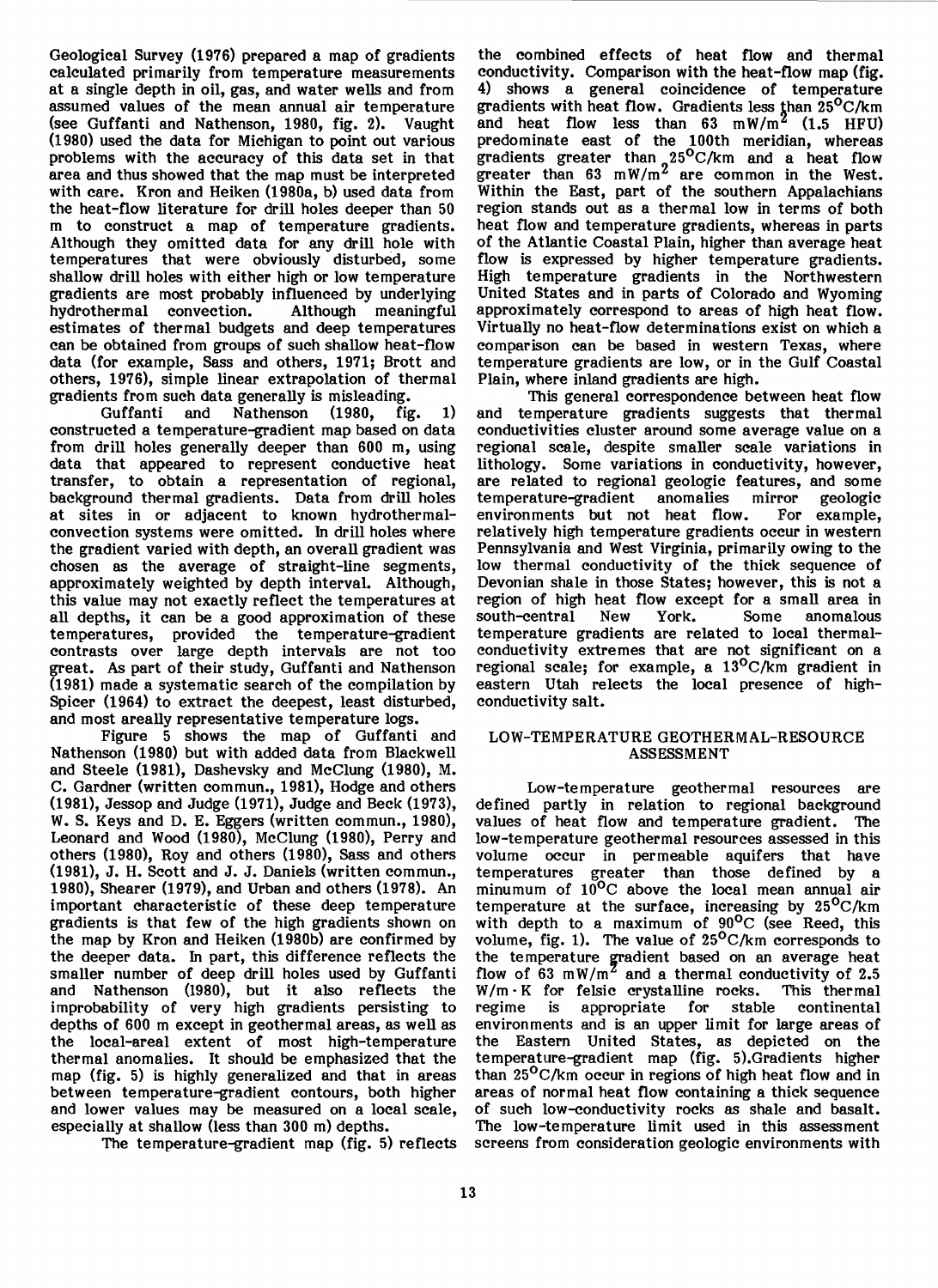Geological Survey (1976) prepared a map of gradients calculated primarily from temperature measurements at a single depth in oil, gas, and water wells and from assumed values of the mean annual air temperature (see Guffanti and Nathenson, 1980, fig. 2). Vaught (1980) used the data for Michigan to point out various problems with the accuracy of this data set in that area and thus showed that the map must be interpreted with care. Kron and Heiken (1980a, b) used data from the heat-flow literature for drill holes deeper than 50 m to construct a map of temperature gradients. Although they omitted data for any drill hole with temperatures that were obviously disturbed, some shallow drill holes with either high or low temperature gradients are most probably influenced by underlying hydrothermal convection. Although meaningful estimates of thermal budgets and deep temperatures can be obtained from groups of such shallow heat-flow data (for example, Sass and others, 1971; Brott and others, 1976), simple linear extrapolation of thermal gradients from such data generally is misleading.

Guffanti and Nathenson (1980, fig. 1) constructed a temperature-gradient map based on data from drill holes generally deeper than 600 m, using data that appeared to represent conductive heat transfer, to obtain a representation of regional, background thermal gradients. Data from drill holes at sites in or adjacent to known hydrothermal-convection systems were omitted. In drill holes where the gradient varied with depth, an overall gradient was chosen as the average of straight-line segments, approximately weighted by depth interval. Although, this value may not exactly reflect the temperatures at all depths, it can be a good approximation of these temperatures, provided the temperature-gradient contrasts over large depth intervals are not too great. As part of their study, Guffanti and Nathenson (1981) made a systematic search of the compilation by Spicer (1964) to extract the deepest, least disturbed, and most areally representative temperature logs.

Figure 5 shows the map of Guffanti and Nathenson (1980) but with added data from Blackwell and Steele (1981), Dashevsky and McClung (1980), M. C. Gardner (written commun., 1981), Hodge and others (1981), Jessop and Judge (1971), Judge and Beck (1973), W. S. Keys and D. E. Eggers (written commun., 1980), Leonard and Wood (1980), McClung (1980), Perry and others (1980), Roy and others (1980), Sass and others (1981), J. H. Scott and J. J. Daniels (written commun., 1980), Shearer (1979), and Urban and others (1978). An important characteristic of these deep temperature gradients is that few of the high gradients shown on the map by Kron and Heiken (1980b) are confirmed by the deeper data. In part, this difference reflects the smaller number of deep drill holes used by Guffanti and Nathenson (1980), but it also reflects the improbability of very high gradients persisting to depths of 600 m except in geothermal areas, as well as the local-areal extent of most high-temperature thermal anomalies. It should be emphasized that the map (fig. 5) is highly generalized and that in areas between temperature-gradient contours, both higher and lower values may be measured on a local scale, especially at shallow (less than 300 m) depths.

The temperature-gradient map (fig. 5) reflects the combined effects of heat flow and thermal conductivity. Comparison with the heat-flow map (fig. 4) shows a general coincidence of temperature gradients with heat flow. Gradients less than 25°C/km and heat flow less than 63 mW/m$^2$ (1.5 HFU) predominate east of the 100th meridian, whereas gradients greater than 25°C/km and a heat flow greater than 63 mW/m$^2$ are common in the West. Within the East, part of the southern Appalachians region stands out as a thermal low in terms of both heat flow and temperature gradients, whereas in parts of the Atlantic Coastal Plain, higher than average heat flow is expressed by higher temperature gradients. High temperature gradients in the Northwestern United States and in parts of Colorado and Wyoming approximately correspond to areas of high heat flow. Virtually no heat-flow determinations exist on which a comparison can be based in western Texas, where temperature gradients are low, or in the Gulf Coastal Plain, where inland gradients are high.

This general correspondence between heat flow and temperature gradients suggests that thermal conductivities cluster around some average value on a regional scale, despite smaller scale variations in lithology. Some variations in conductivity, however, are related to regional geologic features, and some temperature-gradient anomalies mirror geologic environments but not heat flow. For example, relatively high temperature gradients occur in western Pennsylvania and West Virginia, primarily owing to the low thermal conductivity of the thick sequence of Devonian shale in those States; however, this is not a region of high heat flow except for a small area in south-central New York. Some anomalous temperature gradients are related to local thermal-conductivity extremes that are not significant on a regional scale; for example, a 13°C/km gradient in eastern Utah relects the local presence of high-conductivity salt.

## LOW-TEMPERATURE GEOTHERMAL-RESOURCE ASSESSMENT

Low-temperature geothermal resources are defined partly in relation to regional background values of heat flow and temperature gradient. The low-temperature geothermal resources assessed in this volume occur in permeable aquifers that have temperatures greater than those defined by a minumum of 10°C above the local mean annual air temperature at the surface, increasing by 25°C/km with depth to a maximum of 90°C (see Reed, this volume, fig. 1). The value of 25°C/km corresponds to the temperature gradient based on an average heat flow of 63 mW/m$^2$ and a thermal conductivity of 2.5 W/m·K for felsic crystalline rocks. This thermal regime is appropriate for stable continental environments and is an upper limit for large areas of the Eastern United States, as depicted on the temperature-gradient map (fig. 5).Gradients higher than 25°C/km occur in regions of high heat flow and in areas of normal heat flow containing a thick sequence of such low-conductivity rocks as shale and basalt. The low-temperature limit used in this assessment screens from consideration geologic environments with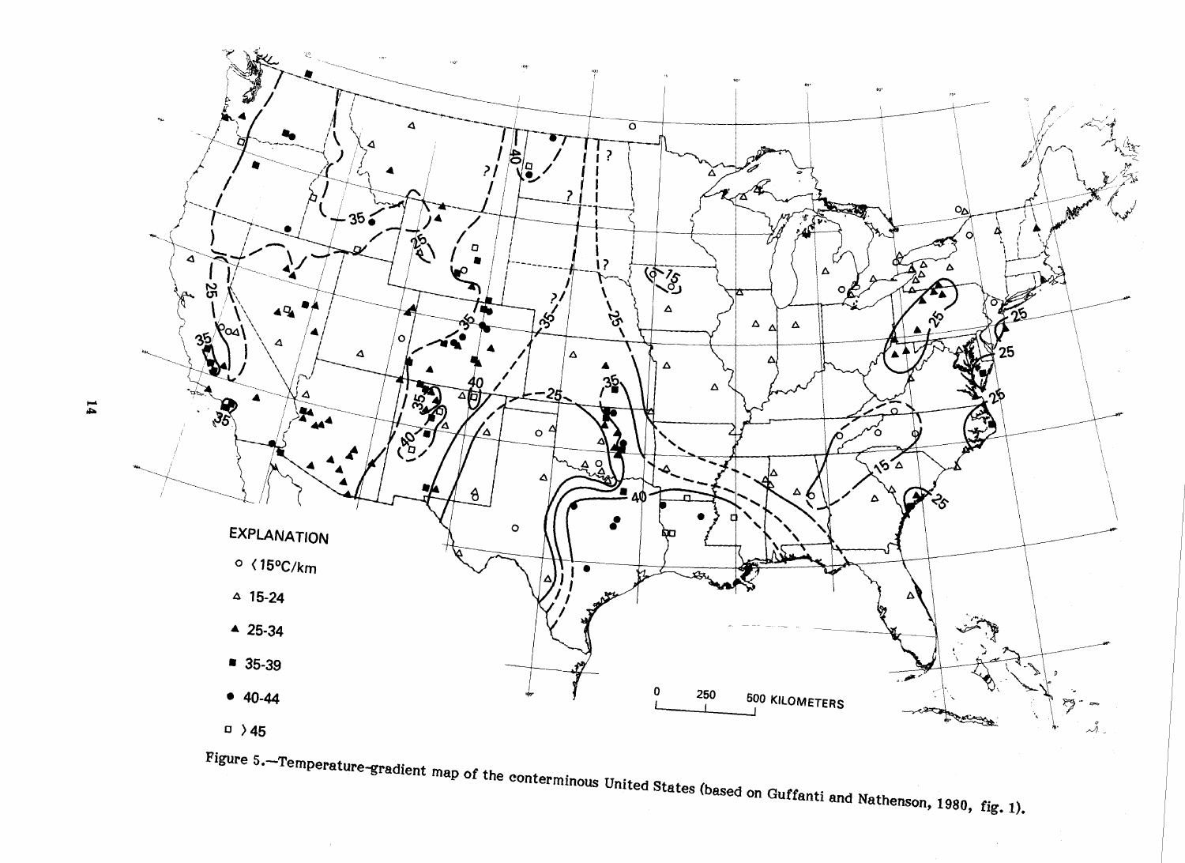EXPLANATION

- ○ <15°C/km
- △ 15-24
- ▲ 25-34
- ■ 35-39
- ● 40-44
- □ >45

Figure 5.—Temperature-gradient map of the conterminous United States (based on Guffanti and Nathenson, 1980, fig. 1).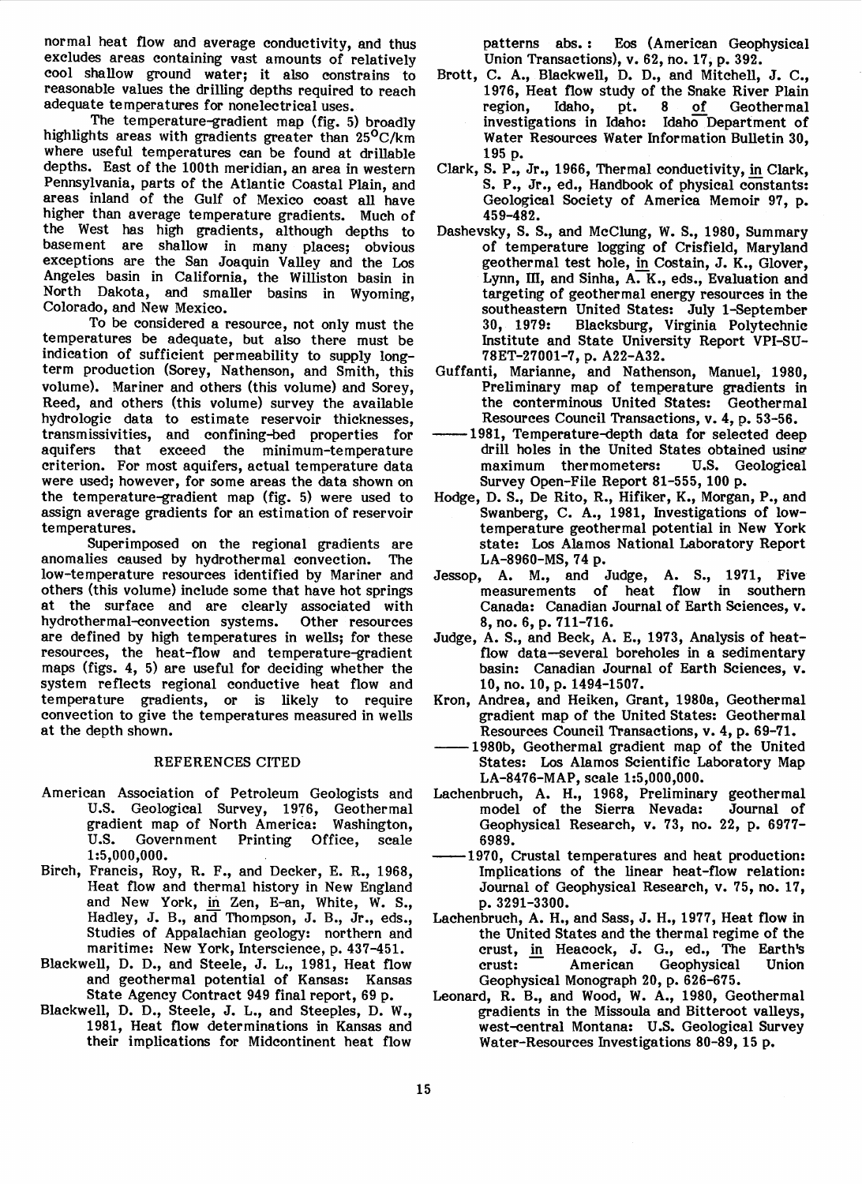normal heat flow and average conductivity, and thus excludes areas containing vast amounts of relatively cool shallow ground water; it also constrains to reasonable values the drilling depths required to reach adequate temperatures for nonelectrical uses.

The temperature-gradient map (fig. 5) broadly highlights areas with gradients greater than 25°C/km where useful temperatures can be found at drillable depths. East of the 100th meridian, an area in western Pennsylvania, parts of the Atlantic Coastal Plain, and areas inland of the Gulf of Mexico coast all have higher than average temperature gradients. Much of the West has high gradients, although depths to basement are shallow in many places; obvious exceptions are the San Joaquin Valley and the Los Angeles basin in California, the Williston basin in North Dakota, and smaller basins in Wyoming, Colorado, and New Mexico.

To be considered a resource, not only must the temperatures be adequate, but also there must be indication of sufficient permeability to supply long-term production (Sorey, Nathenson, and Smith, this volume). Mariner and others (this volume) and Sorey, Reed, and others (this volume) survey the available hydrologic data to estimate reservoir thicknesses, transmissivities, and confining-bed properties for aquifers that exceed the minimum-temperature criterion. For most aquifers, actual temperature data were used; however, for some areas the data shown on the temperature-gradient map (fig. 5) were used to assign average gradients for an estimation of reservoir temperatures.

Superimposed on the regional gradients are anomalies caused by hydrothermal convection. The low-temperature resources identified by Mariner and others (this volume) include some that have hot springs at the surface and are clearly associated with hydrothermal-convection systems. Other resources are defined by high temperatures in wells; for these resources, the heat-flow and temperature-gradient maps (figs. 4, 5) are useful for deciding whether the system reflects regional conductive heat flow and temperature gradients, or is likely to require convection to give the temperatures measured in wells at the depth shown.

## REFERENCES CITED

American Association of Petroleum Geologists and U.S. Geological Survey, 1976, Geothermal gradient map of North America: Washington, U.S. Government Printing Office, scale 1:5,000,000.

Birch, Francis, Roy, R. F., and Decker, E. R., 1968, Heat flow and thermal history in New England and New York, in Zen, E-an, White, W. S., Hadley, J. B., and Thompson, J. B., Jr., eds., Studies of Appalachian geology: northern and maritime: New York, Interscience, p. 437-451.

Blackwell, D. D., and Steele, J. L., 1981, Heat flow and geothermal potential of Kansas: Kansas State Agency Contract 949 final report, 69 p.

Blackwell, D. D., Steele, J. L., and Steeples, D. W., 1981, Heat flow determinations in Kansas and their implications for Midcontinent heat flow patterns abs.: Eos (American Geophysical Union Transactions), v. 62, no. 17, p. 392.

Brott, C. A., Blackwell, D. D., and Mitchell, J. C., 1976, Heat flow study of the Snake River Plain region, Idaho, pt. 8 of Geothermal investigations in Idaho: Idaho Department of Water Resources Water Information Bulletin 30, 195 p.

Clark, S. P., Jr., 1966, Thermal conductivity, in Clark, S. P., Jr., ed., Handbook of physical constants: Geological Society of America Memoir 97, p. 459-482.

Dashevsky, S. S., and McClung, W. S., 1980, Summary of temperature logging of Crisfield, Maryland geothermal test hole, in Costain, J. K., Glover, Lynn, III, and Sinha, A. K., eds., Evaluation and targeting of geothermal energy resources in the southeastern United States: July 1-September 30, 1979: Blacksburg, Virginia Polytechnic Institute and State University Report VPI-SU-78ET-27001-7, p. A22-A32.

Guffanti, Marianne, and Nathenson, Manuel, 1980, Preliminary map of temperature gradients in the conterminous United States: Geothermal Resources Council Transactions, v. 4, p. 53-56.

——1981, Temperature-depth data for selected deep drill holes in the United States obtained using maximum thermometers: U.S. Geological Survey Open-File Report 81-555, 100 p.

Hodge, D. S., De Rito, R., Hifiker, K., Morgan, P., and Swanberg, C. A., 1981, Investigations of low-temperature geothermal potential in New York state: Los Alamos National Laboratory Report LA-8960-MS, 74 p.

Jessop, A. M., and Judge, A. S., 1971, Five measurements of heat flow in southern Canada: Canadian Journal of Earth Sciences, v. 8, no. 6, p. 711-716.

Judge, A. S., and Beck, A. E., 1973, Analysis of heat-flow data—several boreholes in a sedimentary basin: Canadian Journal of Earth Sciences, v. 10, no. 10, p. 1494-1507.

Kron, Andrea, and Heiken, Grant, 1980a, Geothermal gradient map of the United States: Geothermal Resources Council Transactions, v. 4, p. 69-71.

——1980b, Geothermal gradient map of the United States: Los Alamos Scientific Laboratory Map LA-8476-MAP, scale 1:5,000,000.

Lachenbruch, A. H., 1968, Preliminary geothermal model of the Sierra Nevada: Journal of Geophysical Research, v. 73, no. 22, p. 6977-6989.

——1970, Crustal temperatures and heat production: Implications of the linear heat-flow relation: Journal of Geophysical Research, v. 75, no. 17, p. 3291-3300.

Lachenbruch, A. H., and Sass, J. H., 1977, Heat flow in the United States and the thermal regime of the crust, in Heacock, J. G., ed., The Earth's crust: American Geophysical Union Geophysical Monograph 20, p. 626-675.

Leonard, R. B., and Wood, W. A., 1980, Geothermal gradients in the Missoula and Bitteroot valleys, west-central Montana: U.S. Geological Survey Water-Resources Investigations 80-89, 15 p.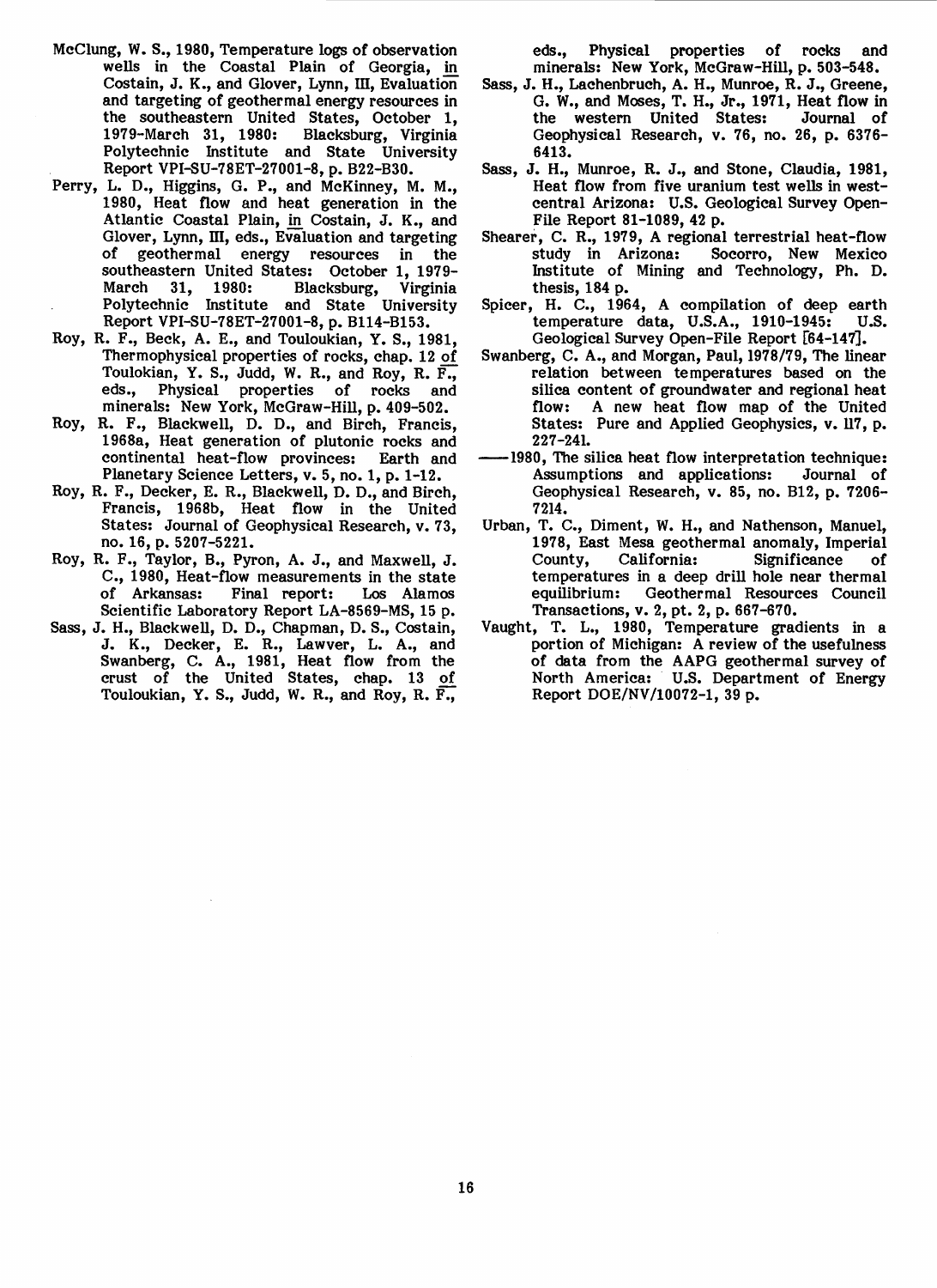McClung, W. S., 1980, Temperature logs of observation wells in the Coastal Plain of Georgia, in Costain, J. K., and Glover, Lynn, III, Evaluation and targeting of geothermal energy resources in the southeastern United States, October 1, 1979-March 31, 1980: Blacksburg, Virginia Polytechnic Institute and State University Report VPI-SU-78ET-27001-8, p. B22-B30.

Perry, L. D., Higgins, G. P., and McKinney, M. M., 1980, Heat flow and heat generation in the Atlantic Coastal Plain, in Costain, J. K., and Glover, Lynn, III, eds., Evaluation and targeting of geothermal energy resources in the southeastern United States: October 1, 1979-March 31, 1980: Blacksburg, Virginia Polytechnic Institute and State University Report VPI-SU-78ET-27001-8, p. B114-B153.

Roy, R. F., Beck, A. E., and Touloukian, Y. S., 1981, Thermophysical properties of rocks, chap. 12 of Toulokian, Y. S., Judd, W. R., and Roy, R. F., eds., Physical properties of rocks and minerals: New York, McGraw-Hill, p. 409-502.

Roy, R. F., Blackwell, D. D., and Birch, Francis, 1968a, Heat generation of plutonic rocks and continental heat-flow provinces: Earth and Planetary Science Letters, v. 5, no. 1, p. 1-12.

Roy, R. F., Decker, E. R., Blackwell, D. D., and Birch, Francis, 1968b, Heat flow in the United States: Journal of Geophysical Research, v. 73, no. 16, p. 5207-5221.

Roy, R. F., Taylor, B., Pyron, A. J., and Maxwell, J. C., 1980, Heat-flow measurements in the state of Arkansas: Final report: Los Alamos Scientific Laboratory Report LA-8569-MS, 15 p.

Sass, J. H., Blackwell, D. D., Chapman, D. S., Costain, J. K., Decker, E. R., Lawver, L. A., and Swanberg, C. A., 1981, Heat flow from the crust of the United States, chap. 13 of Touloukian, Y. S., Judd, W. R., and Roy, R. F., eds., Physical properties of rocks and minerals: New York, McGraw-Hill, p. 503-548.

Sass, J. H., Lachenbruch, A. H., Munroe, R. J., Greene, G. W., and Moses, T. H., Jr., 1971, Heat flow in the western United States: Journal of Geophysical Research, v. 76, no. 26, p. 6376-6413.

Sass, J. H., Munroe, R. J., and Stone, Claudia, 1981, Heat flow from five uranium test wells in west-central Arizona: U.S. Geological Survey Open-File Report 81-1089, 42 p.

Shearer, C. R., 1979, A regional terrestrial heat-flow study in Arizona: Socorro, New Mexico Institute of Mining and Technology, Ph. D. thesis, 184 p.

Spicer, H. C., 1964, A compilation of deep earth temperature data, U.S.A., 1910-1945: U.S. Geological Survey Open-File Report [64-147].

Swanberg, C. A., and Morgan, Paul, 1978/79, The linear relation between temperatures based on the silica content of groundwater and regional heat flow: A new heat flow map of the United States: Pure and Applied Geophysics, v. 117, p. 227-241.

——1980, The silica heat flow interpretation technique: Assumptions and applications: Journal of Geophysical Research, v. 85, no. B12, p. 7206-7214.

Urban, T. C., Diment, W. H., and Nathenson, Manuel, 1978, East Mesa geothermal anomaly, Imperial County, California: Significance of temperatures in a deep drill hole near thermal equilibrium: Geothermal Resources Council Transactions, v. 2, pt. 2, p. 667-670.

Vaught, T. L., 1980, Temperature gradients in a portion of Michigan: A review of the usefulness of data from the AAPG geothermal survey of North America: U.S. Department of Energy Report DOE/NV/10072-1, 39 p.